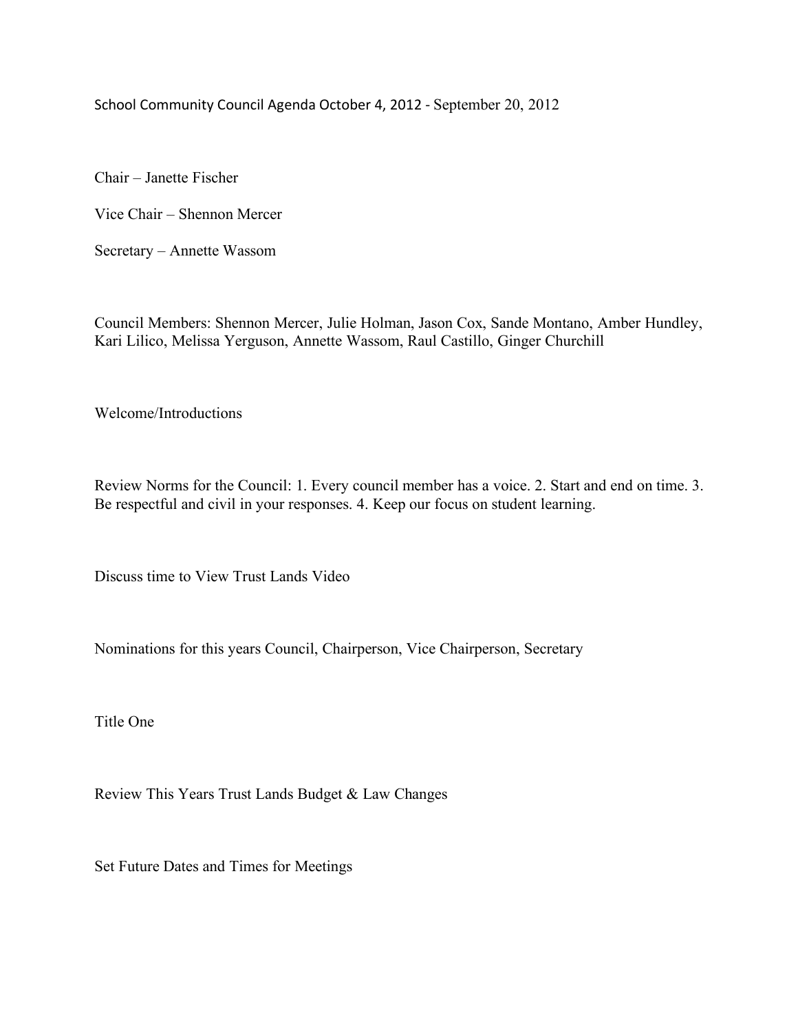# School Community Council Agenda October 4, 2012 - September 20, 2012

Chair – Janette Fischer

Vice Chair – Shennon Mercer

Secretary – Annette Wassom

Council Members: Shennon Mercer, Julie Holman, Jason Cox, Sande Montano, Amber Hundley, Kari Lilico, Melissa Yerguson, Annette Wassom, Raul Castillo, Ginger Churchill

Welcome/Introductions

Review Norms for the Council: 1. Every council member has a voice. 2. Start and end on time. 3. Be respectful and civil in your responses. 4. Keep our focus on student learning.

Discuss time to View Trust Lands Video

Nominations for this years Council, Chairperson, Vice Chairperson, Secretary

Title One

Review This Years Trust Lands Budget & Law Changes

Set Future Dates and Times for Meetings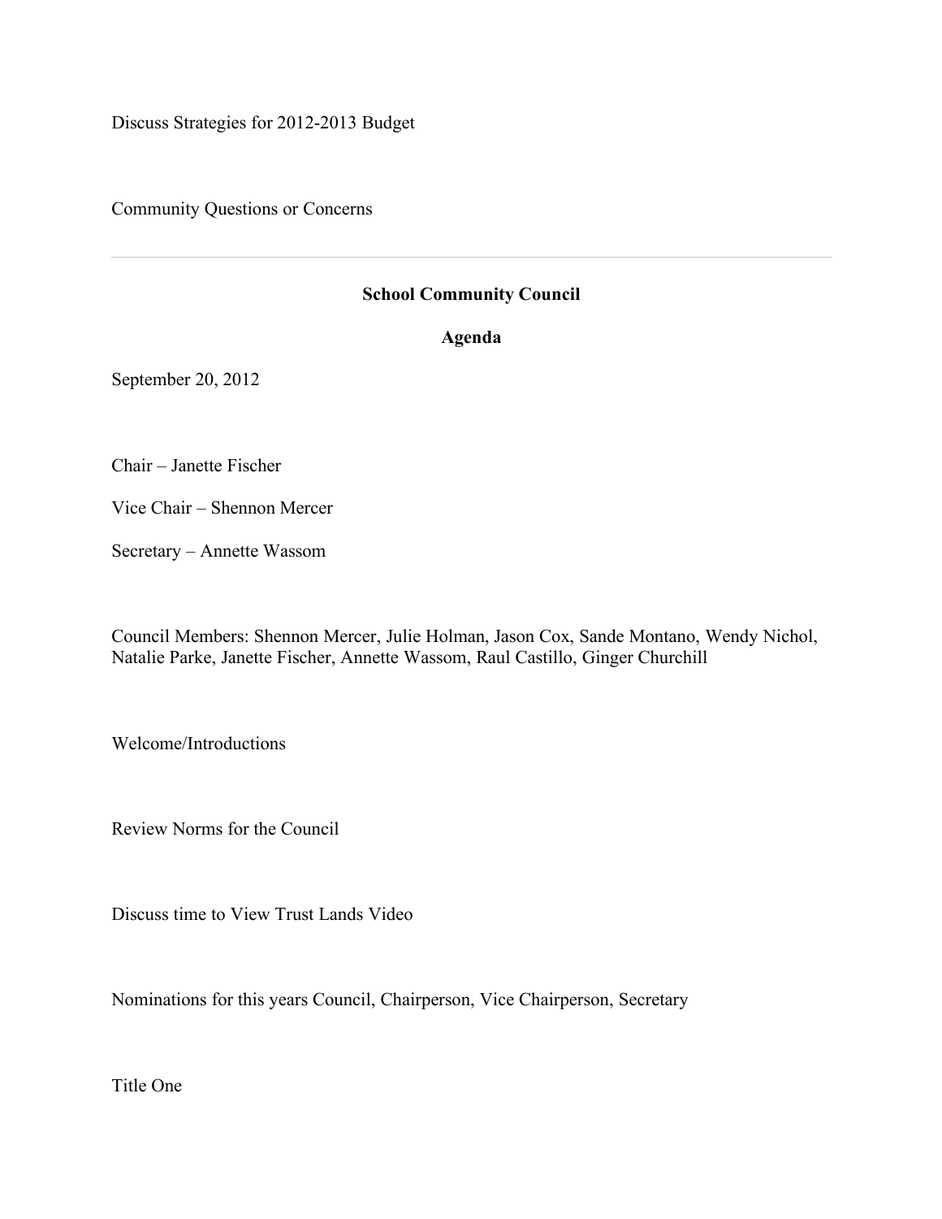Discuss Strategies for 2012-2013 Budget

Community Questions or Concerns

---

**School Community Council**

**Agenda**

September 20, 2012

Chair – Janette Fischer

Vice Chair – Shennon Mercer

Secretary – Annette Wassom

Council Members: Shennon Mercer, Julie Holman, Jason Cox, Sande Montano, Wendy Nichol, Natalie Parke, Janette Fischer, Annette Wassom, Raul Castillo, Ginger Churchill

Welcome/Introductions

Review Norms for the Council

Discuss time to View Trust Lands Video

Nominations for this years Council, Chairperson, Vice Chairperson, Secretary

Title One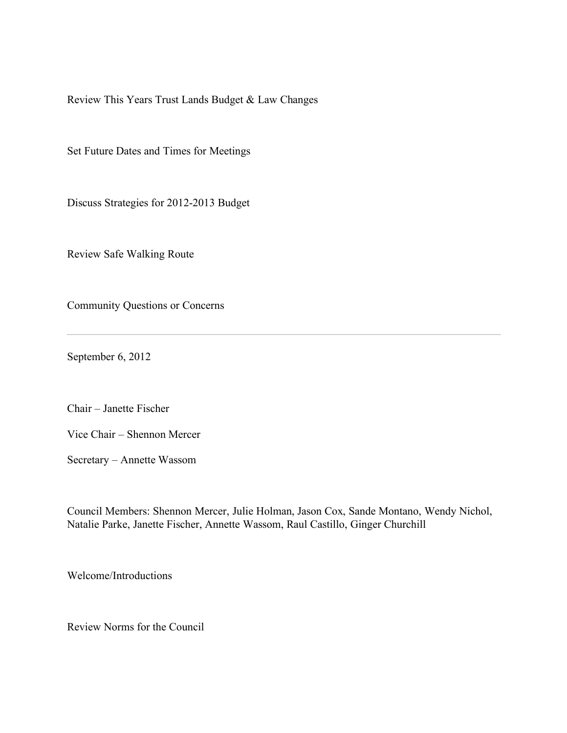Review This Years Trust Lands Budget & Law Changes

Set Future Dates and Times for Meetings

Discuss Strategies for 2012-2013 Budget

Review Safe Walking Route

Community Questions or Concerns

---

September 6, 2012

Chair – Janette Fischer

Vice Chair – Shennon Mercer

Secretary – Annette Wassom

Council Members: Shennon Mercer, Julie Holman, Jason Cox, Sande Montano, Wendy Nichol, Natalie Parke, Janette Fischer, Annette Wassom, Raul Castillo, Ginger Churchill

Welcome/Introductions

Review Norms for the Council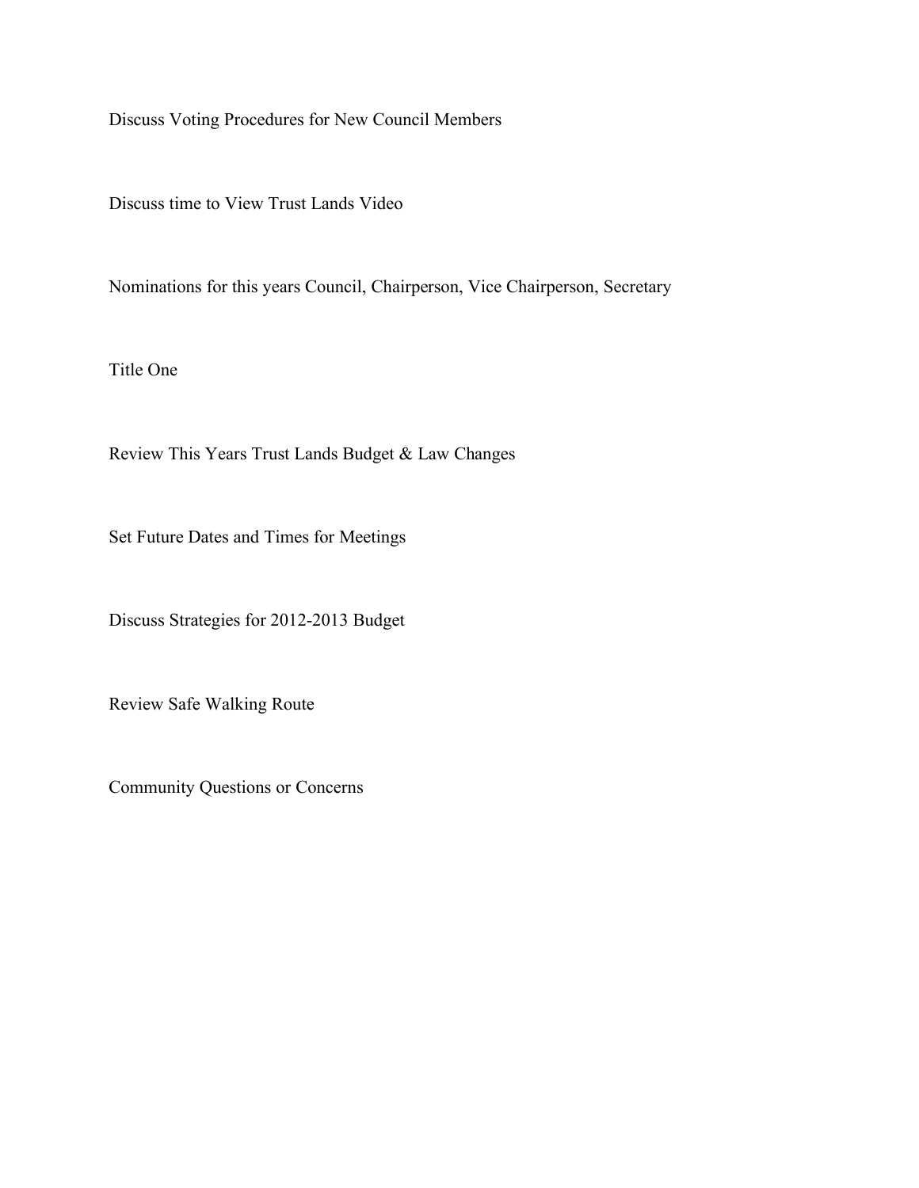Discuss Voting Procedures for New Council Members

Discuss time to View Trust Lands Video

Nominations for this years Council, Chairperson, Vice Chairperson, Secretary

Title One

Review This Years Trust Lands Budget & Law Changes

Set Future Dates and Times for Meetings

Discuss Strategies for 2012-2013 Budget

Review Safe Walking Route

Community Questions or Concerns